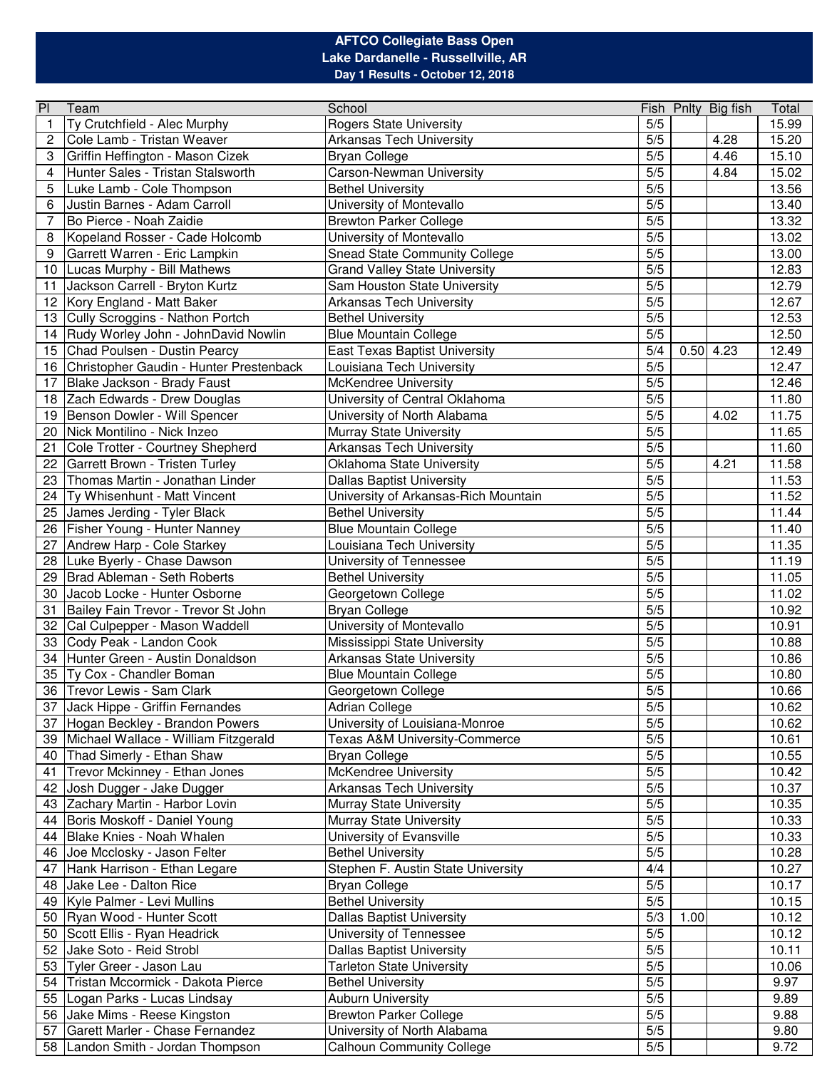# AFTCO Collegiate Bass Open
## Lake Dardanelle - Russellville, AR
### Day 1 Results - October 12, 2018

| Pl | Team | School | Fish | Pnlty | Big fish | Total |
|---|---|---|---|---|---|---|
| 1 | Ty Crutchfield - Alec Murphy | Rogers State University | 5/5 | | | 15.99 |
| 2 | Cole Lamb - Tristan Weaver | Arkansas Tech University | 5/5 | | 4.28 | 15.20 |
| 3 | Griffin Heffington - Mason Cizek | Bryan College | 5/5 | | 4.46 | 15.10 |
| 4 | Hunter Sales - Tristan Stalsworth | Carson-Newman University | 5/5 | | 4.84 | 15.02 |
| 5 | Luke Lamb - Cole Thompson | Bethel University | 5/5 | | | 13.56 |
| 6 | Justin Barnes - Adam Carroll | University of Montevallo | 5/5 | | | 13.40 |
| 7 | Bo Pierce - Noah Zaidie | Brewton Parker College | 5/5 | | | 13.32 |
| 8 | Kopeland Rosser - Cade Holcomb | University of Montevallo | 5/5 | | | 13.02 |
| 9 | Garrett Warren - Eric Lampkin | Snead State Community College | 5/5 | | | 13.00 |
| 10 | Lucas Murphy - Bill Mathews | Grand Valley State University | 5/5 | | | 12.83 |
| 11 | Jackson Carrell - Bryton Kurtz | Sam Houston State University | 5/5 | | | 12.79 |
| 12 | Kory England - Matt Baker | Arkansas Tech University | 5/5 | | | 12.67 |
| 13 | Cully Scroggins - Nathon Portch | Bethel University | 5/5 | | | 12.53 |
| 14 | Rudy Worley John - JohnDavid Nowlin | Blue Mountain College | 5/5 | | | 12.50 |
| 15 | Chad Poulsen - Dustin Pearcy | East Texas Baptist University | 5/4 | 0.50 | 4.23 | 12.49 |
| 16 | Christopher Gaudin - Hunter Prestenback | Louisiana Tech University | 5/5 | | | 12.47 |
| 17 | Blake Jackson - Brady Faust | McKendree University | 5/5 | | | 12.46 |
| 18 | Zach Edwards - Drew Douglas | University of Central Oklahoma | 5/5 | | | 11.80 |
| 19 | Benson Dowler - Will Spencer | University of North Alabama | 5/5 | | 4.02 | 11.75 |
| 20 | Nick Montilino - Nick Inzeo | Murray State University | 5/5 | | | 11.65 |
| 21 | Cole Trotter - Courtney Shepherd | Arkansas Tech University | 5/5 | | | 11.60 |
| 22 | Garrett Brown - Tristen Turley | Oklahoma State University | 5/5 | | 4.21 | 11.58 |
| 23 | Thomas Martin - Jonathan Linder | Dallas Baptist University | 5/5 | | | 11.53 |
| 24 | Ty Whisenhunt - Matt Vincent | University of Arkansas-Rich Mountain | 5/5 | | | 11.52 |
| 25 | James Jerding - Tyler Black | Bethel University | 5/5 | | | 11.44 |
| 26 | Fisher Young - Hunter Nanney | Blue Mountain College | 5/5 | | | 11.40 |
| 27 | Andrew Harp - Cole Starkey | Louisiana Tech University | 5/5 | | | 11.35 |
| 28 | Luke Byerly - Chase Dawson | University of Tennessee | 5/5 | | | 11.19 |
| 29 | Brad Ableman - Seth Roberts | Bethel University | 5/5 | | | 11.05 |
| 30 | Jacob Locke - Hunter Osborne | Georgetown College | 5/5 | | | 11.02 |
| 31 | Bailey Fain Trevor - Trevor St John | Bryan College | 5/5 | | | 10.92 |
| 32 | Cal Culpepper - Mason Waddell | University of Montevallo | 5/5 | | | 10.91 |
| 33 | Cody Peak - Landon Cook | Mississippi State University | 5/5 | | | 10.88 |
| 34 | Hunter Green - Austin Donaldson | Arkansas State University | 5/5 | | | 10.86 |
| 35 | Ty Cox - Chandler Boman | Blue Mountain College | 5/5 | | | 10.80 |
| 36 | Trevor Lewis - Sam Clark | Georgetown College | 5/5 | | | 10.66 |
| 37 | Jack Hippe - Griffin Fernandes | Adrian College | 5/5 | | | 10.62 |
| 37 | Hogan Beckley - Brandon Powers | University of Louisiana-Monroe | 5/5 | | | 10.62 |
| 39 | Michael Wallace - William Fitzgerald | Texas A&M University-Commerce | 5/5 | | | 10.61 |
| 40 | Thad Simerly - Ethan Shaw | Bryan College | 5/5 | | | 10.55 |
| 41 | Trevor Mckinney - Ethan Jones | McKendree University | 5/5 | | | 10.42 |
| 42 | Josh Dugger - Jake Dugger | Arkansas Tech University | 5/5 | | | 10.37 |
| 43 | Zachary Martin - Harbor Lovin | Murray State University | 5/5 | | | 10.35 |
| 44 | Boris Moskoff - Daniel Young | Murray State University | 5/5 | | | 10.33 |
| 44 | Blake Knies - Noah Whalen | University of Evansville | 5/5 | | | 10.33 |
| 46 | Joe Mcclosky - Jason Felter | Bethel University | 5/5 | | | 10.28 |
| 47 | Hank Harrison - Ethan Legare | Stephen F. Austin State University | 4/4 | | | 10.27 |
| 48 | Jake Lee - Dalton Rice | Bryan College | 5/5 | | | 10.17 |
| 49 | Kyle Palmer - Levi Mullins | Bethel University | 5/5 | | | 10.15 |
| 50 | Ryan Wood - Hunter Scott | Dallas Baptist University | 5/3 | 1.00 | | 10.12 |
| 50 | Scott Ellis - Ryan Headrick | University of Tennessee | 5/5 | | | 10.12 |
| 52 | Jake Soto - Reid Strobl | Dallas Baptist University | 5/5 | | | 10.11 |
| 53 | Tyler Greer - Jason Lau | Tarleton State University | 5/5 | | | 10.06 |
| 54 | Tristan Mccormick - Dakota Pierce | Bethel University | 5/5 | | | 9.97 |
| 55 | Logan Parks - Lucas Lindsay | Auburn University | 5/5 | | | 9.89 |
| 56 | Jake Mims - Reese Kingston | Brewton Parker College | 5/5 | | | 9.88 |
| 57 | Garett Marler - Chase Fernandez | University of North Alabama | 5/5 | | | 9.80 |
| 58 | Landon Smith - Jordan Thompson | Calhoun Community College | 5/5 | | | 9.72 |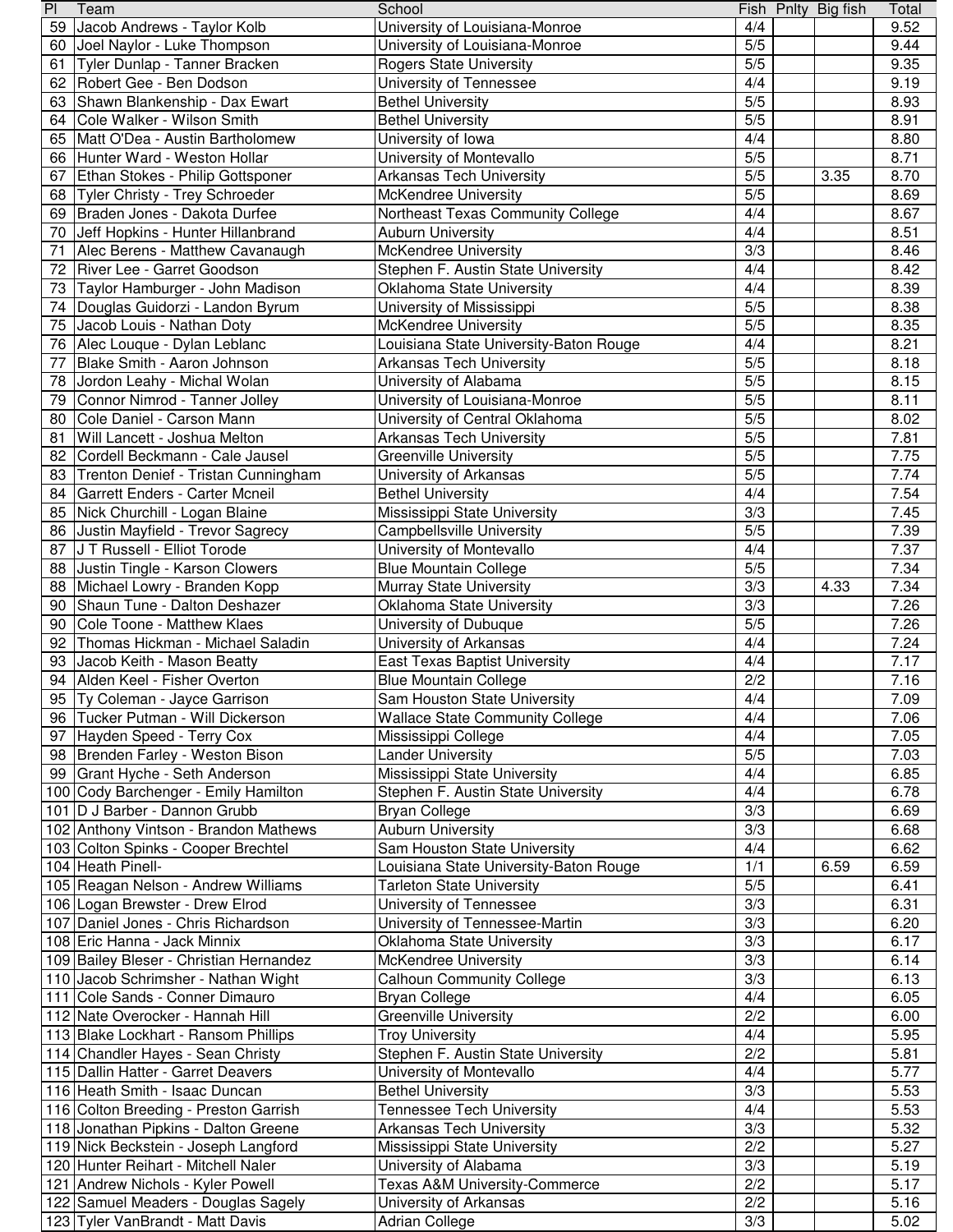| Pl | Team | School | Fish | Pnlty | Big fish | Total |
|---|---|---|---|---|---|---|
| 59 | Jacob Andrews - Taylor Kolb | University of Louisiana-Monroe | 4/4 | | | 9.52 |
| 60 | Joel Naylor - Luke Thompson | University of Louisiana-Monroe | 5/5 | | | 9.44 |
| 61 | Tyler Dunlap - Tanner Bracken | Rogers State University | 5/5 | | | 9.35 |
| 62 | Robert Gee - Ben Dodson | University of Tennessee | 4/4 | | | 9.19 |
| 63 | Shawn Blankenship - Dax Ewart | Bethel University | 5/5 | | | 8.93 |
| 64 | Cole Walker - Wilson Smith | Bethel University | 5/5 | | | 8.91 |
| 65 | Matt O'Dea - Austin Bartholomew | University of Iowa | 4/4 | | | 8.80 |
| 66 | Hunter Ward - Weston Hollar | University of Montevallo | 5/5 | | | 8.71 |
| 67 | Ethan Stokes - Philip Gottsponer | Arkansas Tech University | 5/5 | | 3.35 | 8.70 |
| 68 | Tyler Christy - Trey Schroeder | McKendree University | 5/5 | | | 8.69 |
| 69 | Braden Jones - Dakota Durfee | Northeast Texas Community College | 4/4 | | | 8.67 |
| 70 | Jeff Hopkins - Hunter Hillanbrand | Auburn University | 4/4 | | | 8.51 |
| 71 | Alec Berens - Matthew Cavanaugh | McKendree University | 3/3 | | | 8.46 |
| 72 | River Lee - Garret Goodson | Stephen F. Austin State University | 4/4 | | | 8.42 |
| 73 | Taylor Hamburger - John Madison | Oklahoma State University | 4/4 | | | 8.39 |
| 74 | Douglas Guidorzi - Landon Byrum | University of Mississippi | 5/5 | | | 8.38 |
| 75 | Jacob Louis - Nathan Doty | McKendree University | 5/5 | | | 8.35 |
| 76 | Alec Louque - Dylan Leblanc | Louisiana State University-Baton Rouge | 4/4 | | | 8.21 |
| 77 | Blake Smith - Aaron Johnson | Arkansas Tech University | 5/5 | | | 8.18 |
| 78 | Jordon Leahy - Michal Wolan | University of Alabama | 5/5 | | | 8.15 |
| 79 | Connor Nimrod - Tanner Jolley | University of Louisiana-Monroe | 5/5 | | | 8.11 |
| 80 | Cole Daniel - Carson Mann | University of Central Oklahoma | 5/5 | | | 8.02 |
| 81 | Will Lancett - Joshua Melton | Arkansas Tech University | 5/5 | | | 7.81 |
| 82 | Cordell Beckmann - Cale Jausel | Greenville University | 5/5 | | | 7.75 |
| 83 | Trenton Denief - Tristan Cunningham | University of Arkansas | 5/5 | | | 7.74 |
| 84 | Garrett Enders - Carter Mcneil | Bethel University | 4/4 | | | 7.54 |
| 85 | Nick Churchill - Logan Blaine | Mississippi State University | 3/3 | | | 7.45 |
| 86 | Justin Mayfield - Trevor Sagrecy | Campbellsville University | 5/5 | | | 7.39 |
| 87 | J T Russell - Elliot Torode | University of Montevallo | 4/4 | | | 7.37 |
| 88 | Justin Tingle - Karson Clowers | Blue Mountain College | 5/5 | | | 7.34 |
| 88 | Michael Lowry - Branden Kopp | Murray State University | 3/3 | | 4.33 | 7.34 |
| 90 | Shaun Tune - Dalton Deshazer | Oklahoma State University | 3/3 | | | 7.26 |
| 90 | Cole Toone - Matthew Klaes | University of Dubuque | 5/5 | | | 7.26 |
| 92 | Thomas Hickman - Michael Saladin | University of Arkansas | 4/4 | | | 7.24 |
| 93 | Jacob Keith - Mason Beatty | East Texas Baptist University | 4/4 | | | 7.17 |
| 94 | Alden Keel - Fisher Overton | Blue Mountain College | 2/2 | | | 7.16 |
| 95 | Ty Coleman - Jayce Garrison | Sam Houston State University | 4/4 | | | 7.09 |
| 96 | Tucker Putman - Will Dickerson | Wallace State Community College | 4/4 | | | 7.06 |
| 97 | Hayden Speed - Terry Cox | Mississippi College | 4/4 | | | 7.05 |
| 98 | Brenden Farley - Weston Bison | Lander University | 5/5 | | | 7.03 |
| 99 | Grant Hyche - Seth Anderson | Mississippi State University | 4/4 | | | 6.85 |
| 100 | Cody Barchenger - Emily Hamilton | Stephen F. Austin State University | 4/4 | | | 6.78 |
| 101 | D J Barber - Dannon Grubb | Bryan College | 3/3 | | | 6.69 |
| 102 | Anthony Vintson - Brandon Mathews | Auburn University | 3/3 | | | 6.68 |
| 103 | Colton Spinks - Cooper Brechtel | Sam Houston State University | 4/4 | | | 6.62 |
| 104 | Heath Pinell- | Louisiana State University-Baton Rouge | 1/1 | | 6.59 | 6.59 |
| 105 | Reagan Nelson - Andrew Williams | Tarleton State University | 5/5 | | | 6.41 |
| 106 | Logan Brewster - Drew Elrod | University of Tennessee | 3/3 | | | 6.31 |
| 107 | Daniel Jones - Chris Richardson | University of Tennessee-Martin | 3/3 | | | 6.20 |
| 108 | Eric Hanna - Jack Minnix | Oklahoma State University | 3/3 | | | 6.17 |
| 109 | Bailey Bleser - Christian Hernandez | McKendree University | 3/3 | | | 6.14 |
| 110 | Jacob Schrimsher - Nathan Wight | Calhoun Community College | 3/3 | | | 6.13 |
| 111 | Cole Sands - Conner Dimauro | Bryan College | 4/4 | | | 6.05 |
| 112 | Nate Overocker - Hannah Hill | Greenville University | 2/2 | | | 6.00 |
| 113 | Blake Lockhart - Ransom Phillips | Troy University | 4/4 | | | 5.95 |
| 114 | Chandler Hayes - Sean Christy | Stephen F. Austin State University | 2/2 | | | 5.81 |
| 115 | Dallin Hatter - Garret Deavers | University of Montevallo | 4/4 | | | 5.77 |
| 116 | Heath Smith - Isaac Duncan | Bethel University | 3/3 | | | 5.53 |
| 116 | Colton Breeding - Preston Garrish | Tennessee Tech University | 4/4 | | | 5.53 |
| 118 | Jonathan Pipkins - Dalton Greene | Arkansas Tech University | 3/3 | | | 5.32 |
| 119 | Nick Beckstein - Joseph Langford | Mississippi State University | 2/2 | | | 5.27 |
| 120 | Hunter Reihart - Mitchell Naler | University of Alabama | 3/3 | | | 5.19 |
| 121 | Andrew Nichols - Kyler Powell | Texas A&M University-Commerce | 2/2 | | | 5.17 |
| 122 | Samuel Meaders - Douglas Sagely | University of Arkansas | 2/2 | | | 5.16 |
| 123 | Tyler VanBrandt - Matt Davis | Adrian College | 3/3 | | | 5.02 |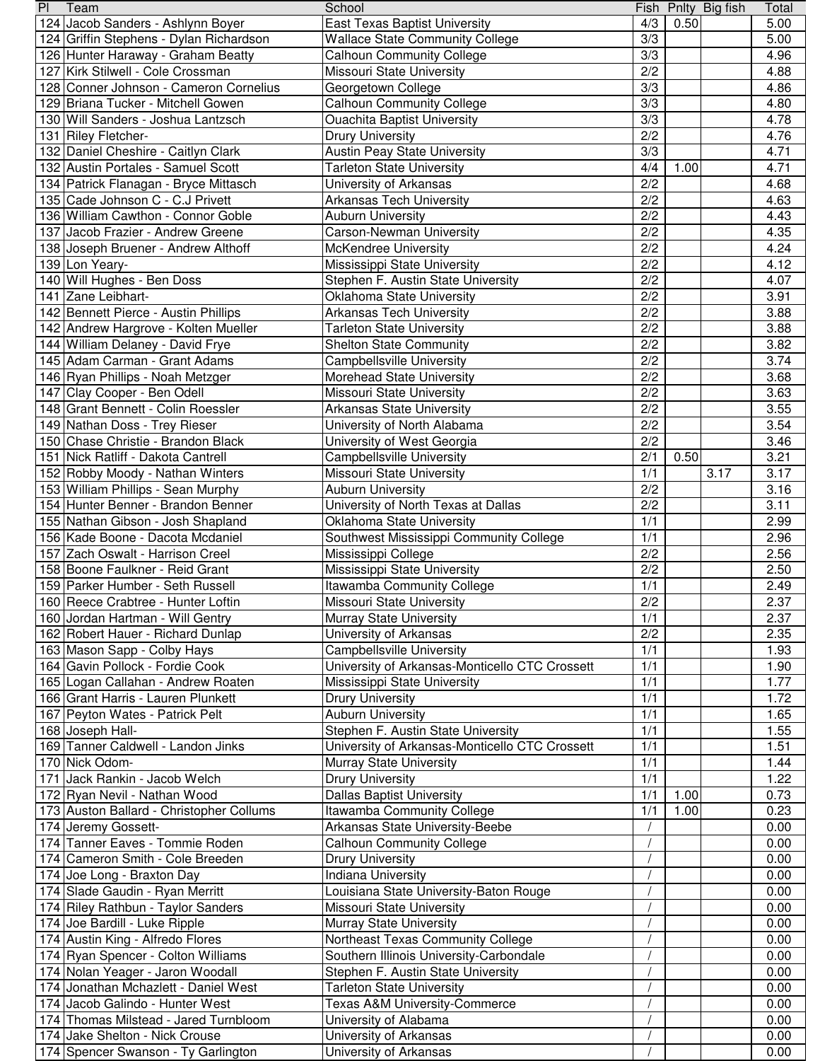| Pl | Team | School | Fish | Pnlty | Big fish | Total |
|---|---|---|---|---|---|---|
| 124 | Jacob Sanders - Ashlynn Boyer | East Texas Baptist University | 4/3 | 0.50 | | 5.00 |
| 124 | Griffin Stephens - Dylan Richardson | Wallace State Community College | 3/3 | | | 5.00 |
| 126 | Hunter Haraway - Graham Beatty | Calhoun Community College | 3/3 | | | 4.96 |
| 127 | Kirk Stilwell - Cole Crossman | Missouri State University | 2/2 | | | 4.88 |
| 128 | Conner Johnson - Cameron Cornelius | Georgetown College | 3/3 | | | 4.86 |
| 129 | Briana Tucker - Mitchell Gowen | Calhoun Community College | 3/3 | | | 4.80 |
| 130 | Will Sanders - Joshua Lantzsch | Ouachita Baptist University | 3/3 | | | 4.78 |
| 131 | Riley Fletcher- | Drury University | 2/2 | | | 4.76 |
| 132 | Daniel Cheshire - Caitlyn Clark | Austin Peay State University | 3/3 | | | 4.71 |
| 132 | Austin Portales - Samuel Scott | Tarleton State University | 4/4 | 1.00 | | 4.71 |
| 134 | Patrick Flanagan - Bryce Mittasch | University of Arkansas | 2/2 | | | 4.68 |
| 135 | Cade Johnson C - C.J Privett | Arkansas Tech University | 2/2 | | | 4.63 |
| 136 | William Cawthon - Connor Goble | Auburn University | 2/2 | | | 4.43 |
| 137 | Jacob Frazier - Andrew Greene | Carson-Newman University | 2/2 | | | 4.35 |
| 138 | Joseph Bruener - Andrew Althoff | McKendree University | 2/2 | | | 4.24 |
| 139 | Lon Yeary- | Mississippi State University | 2/2 | | | 4.12 |
| 140 | Will Hughes - Ben Doss | Stephen F. Austin State University | 2/2 | | | 4.07 |
| 141 | Zane Leibhart- | Oklahoma State University | 2/2 | | | 3.91 |
| 142 | Bennett Pierce - Austin Phillips | Arkansas Tech University | 2/2 | | | 3.88 |
| 142 | Andrew Hargrove - Kolten Mueller | Tarleton State University | 2/2 | | | 3.88 |
| 144 | William Delaney - David Frye | Shelton State Community | 2/2 | | | 3.82 |
| 145 | Adam Carman - Grant Adams | Campbellsville University | 2/2 | | | 3.74 |
| 146 | Ryan Phillips - Noah Metzger | Morehead State University | 2/2 | | | 3.68 |
| 147 | Clay Cooper - Ben Odell | Missouri State University | 2/2 | | | 3.63 |
| 148 | Grant Bennett - Colin Roessler | Arkansas State University | 2/2 | | | 3.55 |
| 149 | Nathan Doss - Trey Rieser | University of North Alabama | 2/2 | | | 3.54 |
| 150 | Chase Christie - Brandon Black | University of West Georgia | 2/2 | | | 3.46 |
| 151 | Nick Ratliff - Dakota Cantrell | Campbellsville University | 2/1 | 0.50 | | 3.21 |
| 152 | Robby Moody - Nathan Winters | Missouri State University | 1/1 | | 3.17 | 3.17 |
| 153 | William Phillips - Sean Murphy | Auburn University | 2/2 | | | 3.16 |
| 154 | Hunter Benner - Brandon Benner | University of North Texas at Dallas | 2/2 | | | 3.11 |
| 155 | Nathan Gibson - Josh Shapland | Oklahoma State University | 1/1 | | | 2.99 |
| 156 | Kade Boone - Dacota Mcdaniel | Southwest Mississippi Community College | 1/1 | | | 2.96 |
| 157 | Zach Oswalt - Harrison Creel | Mississippi College | 2/2 | | | 2.56 |
| 158 | Boone Faulkner - Reid Grant | Mississippi State University | 2/2 | | | 2.50 |
| 159 | Parker Humber - Seth Russell | Itawamba Community College | 1/1 | | | 2.49 |
| 160 | Reece Crabtree - Hunter Loftin | Missouri State University | 2/2 | | | 2.37 |
| 160 | Jordan Hartman - Will Gentry | Murray State University | 1/1 | | | 2.37 |
| 162 | Robert Hauer - Richard Dunlap | University of Arkansas | 2/2 | | | 2.35 |
| 163 | Mason Sapp - Colby Hays | Campbellsville University | 1/1 | | | 1.93 |
| 164 | Gavin Pollock - Fordie Cook | University of Arkansas-Monticello CTC Crossett | 1/1 | | | 1.90 |
| 165 | Logan Callahan - Andrew Roaten | Mississippi State University | 1/1 | | | 1.77 |
| 166 | Grant Harris - Lauren Plunkett | Drury University | 1/1 | | | 1.72 |
| 167 | Peyton Wates - Patrick Pelt | Auburn University | 1/1 | | | 1.65 |
| 168 | Joseph Hall- | Stephen F. Austin State University | 1/1 | | | 1.55 |
| 169 | Tanner Caldwell - Landon Jinks | University of Arkansas-Monticello CTC Crossett | 1/1 | | | 1.51 |
| 170 | Nick Odom- | Murray State University | 1/1 | | | 1.44 |
| 171 | Jack Rankin - Jacob Welch | Drury University | 1/1 | | | 1.22 |
| 172 | Ryan Nevil - Nathan Wood | Dallas Baptist University | 1/1 | 1.00 | | 0.73 |
| 173 | Auston Ballard - Christopher Collums | Itawamba Community College | 1/1 | 1.00 | | 0.23 |
| 174 | Jeremy Gossett- | Arkansas State University-Beebe | / | | | 0.00 |
| 174 | Tanner Eaves - Tommie Roden | Calhoun Community College | / | | | 0.00 |
| 174 | Cameron Smith - Cole Breeden | Drury University | / | | | 0.00 |
| 174 | Joe Long - Braxton Day | Indiana University | / | | | 0.00 |
| 174 | Slade Gaudin - Ryan Merritt | Louisiana State University-Baton Rouge | / | | | 0.00 |
| 174 | Riley Rathbun - Taylor Sanders | Missouri State University | / | | | 0.00 |
| 174 | Joe Bardill - Luke Ripple | Murray State University | / | | | 0.00 |
| 174 | Austin King - Alfredo Flores | Northeast Texas Community College | / | | | 0.00 |
| 174 | Ryan Spencer - Colton Williams | Southern Illinois University-Carbondale | / | | | 0.00 |
| 174 | Nolan Yeager - Jaron Woodall | Stephen F. Austin State University | / | | | 0.00 |
| 174 | Jonathan Mchazlett - Daniel West | Tarleton State University | / | | | 0.00 |
| 174 | Jacob Galindo - Hunter West | Texas A&M University-Commerce | / | | | 0.00 |
| 174 | Thomas Milstead - Jared Turnbloom | University of Alabama | / | | | 0.00 |
| 174 | Jake Shelton - Nick Crouse | University of Arkansas | / | | | 0.00 |
| 174 | Spencer Swanson - Ty Garlington | University of Arkansas | / | | | 0.00 |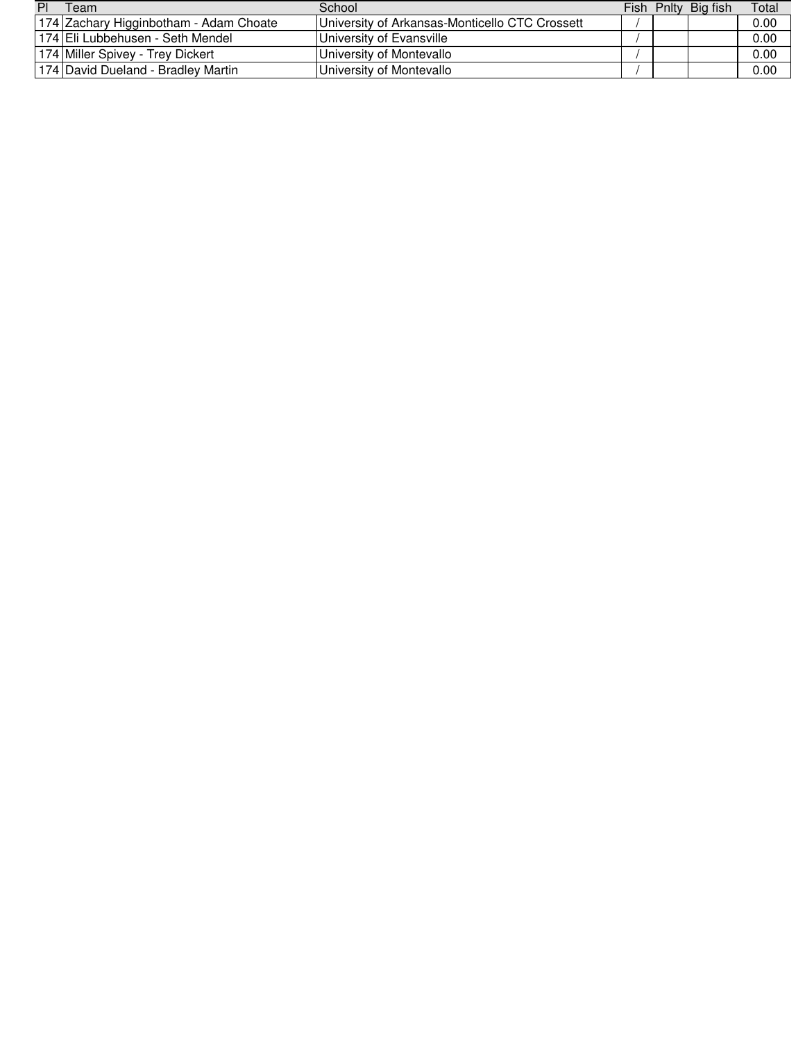| Pl | Team | School | Fish | Pnlty | Big fish | Total |
|---|---|---|---|---|---|---|
| 174 | Zachary Higginbotham - Adam Choate | University of Arkansas-Monticello CTC Crossett | / | | | 0.00 |
| 174 | Eli Lubbehusen - Seth Mendel | University of Evansville | / | | | 0.00 |
| 174 | Miller Spivey - Trey Dickert | University of Montevallo | / | | | 0.00 |
| 174 | David Dueland - Bradley Martin | University of Montevallo | / | | | 0.00 |